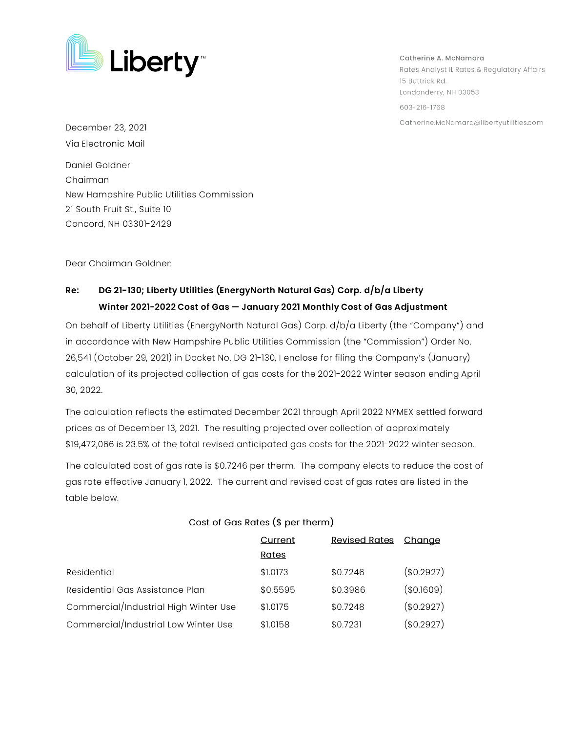Liberty™

Catherine A. McNamara
Rates Analyst II, Rates & Regulatory Affairs
15 Buttrick Rd.
Londonderry, NH 03053

603-216-1768

Catherine.McNamara@libertyutilities.com

December 23, 2021
Via Electronic Mail

Daniel Goldner
Chairman
New Hampshire Public Utilities Commission
21 South Fruit St., Suite 10
Concord, NH 03301-2429

Dear Chairman Goldner:

**Re: DG 21-130; Liberty Utilities (EnergyNorth Natural Gas) Corp. d/b/a Liberty Winter 2021-2022 Cost of Gas — January 2021 Monthly Cost of Gas Adjustment**

On behalf of Liberty Utilities (EnergyNorth Natural Gas) Corp. d/b/a Liberty (the "Company") and in accordance with New Hampshire Public Utilities Commission (the "Commission") Order No. 26,541 (October 29, 2021) in Docket No. DG 21-130, I enclose for filing the Company's (January) calculation of its projected collection of gas costs for the 2021-2022 Winter season ending April 30, 2022.

The calculation reflects the estimated December 2021 through April 2022 NYMEX settled forward prices as of December 13, 2021. The resulting projected over collection of approximately $19,472,066 is 23.5% of the total revised anticipated gas costs for the 2021-2022 winter season.

The calculated cost of gas rate is $0.7246 per therm. The company elects to reduce the cost of gas rate effective January 1, 2022. The current and revised cost of gas rates are listed in the table below.

Cost of Gas Rates ($ per therm)

| | Current Rates | Revised Rates | Change |
|---|---|---|---|
| Residential | $1.0173 | $0.7246 | ($0.2927) |
| Residential Gas Assistance Plan | $0.5595 | $0.3986 | ($0.1609) |
| Commercial/Industrial High Winter Use | $1.0175 | $0.7248 | ($0.2927) |
| Commercial/Industrial Low Winter Use | $1.0158 | $0.7231 | ($0.2927) |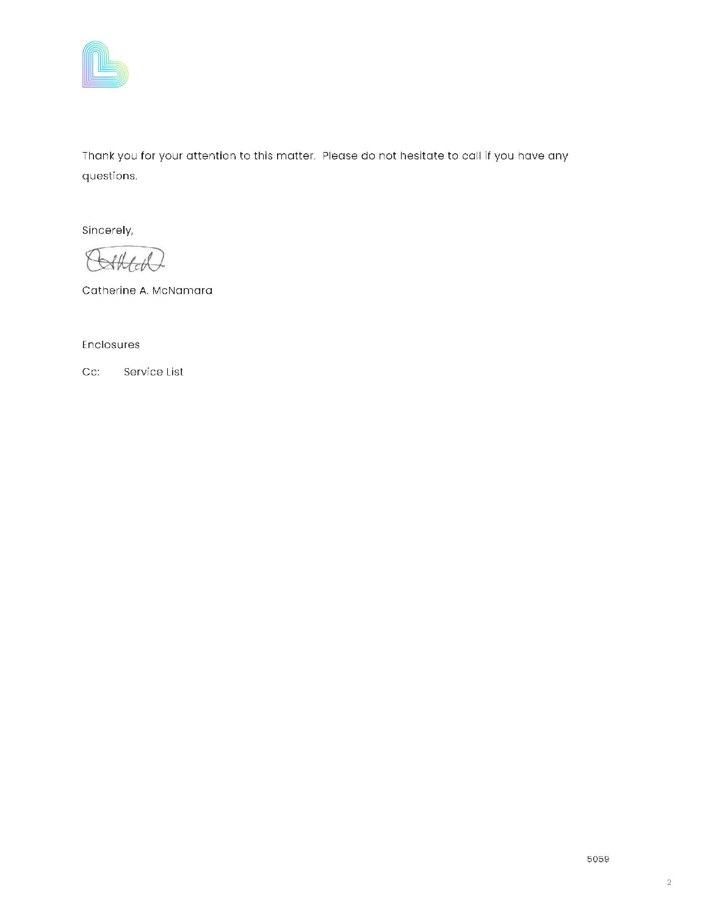Thank you for your attention to this matter. Please do not hesitate to call if you have any questions.

Sincerely,

Catherine A. McNamara

Enclosures

Cc: Service List

5059